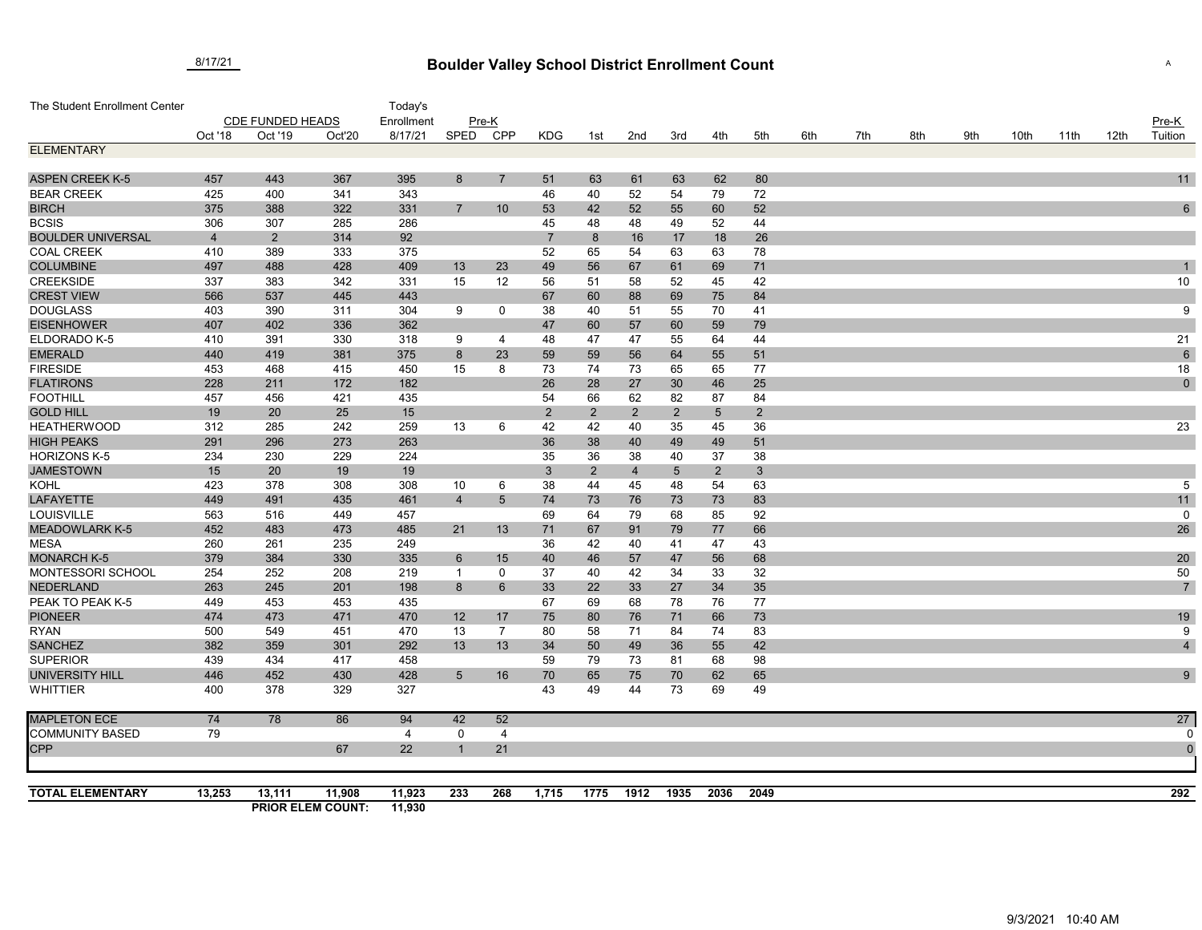# Boulder Valley School District Enrollment Count

8/17/21

A

| The Student Enrollment Center | CDE FUNDED HEADS | | | Today's Enrollment | Pre-K | | | | | | | | | | | | | | | | Pre-K |
|---|---|---|---|---|---|---|---|---|---|---|---|---|---|---|---|---|---|---|---|---|---|
| | Oct '18 | Oct '19 | Oct'20 | 8/17/21 | SPED | CPP | KDG | 1st | 2nd | 3rd | 4th | 5th | 6th | 7th | 8th | 9th | 10th | 11th | 12th | Tuition |
| **ELEMENTARY** | | | | | | | | | | | | | | | | | | | | |
| ASPEN CREEK K-5 | 457 | 443 | 367 | 395 | 8 | 7 | 51 | 63 | 61 | 63 | 62 | 80 | | | | | | | | 11 |
| BEAR CREEK | 425 | 400 | 341 | 343 | | | 46 | 40 | 52 | 54 | 79 | 72 | | | | | | | | |
| BIRCH | 375 | 388 | 322 | 331 | 7 | 10 | 53 | 42 | 52 | 55 | 60 | 52 | | | | | | | | 6 |
| BCSIS | 306 | 307 | 285 | 286 | | | 45 | 48 | 48 | 49 | 52 | 44 | | | | | | | | |
| BOULDER UNIVERSAL | 4 | 2 | 314 | 92 | | | 7 | 8 | 16 | 17 | 18 | 26 | | | | | | | | |
| COAL CREEK | 410 | 389 | 333 | 375 | | | 52 | 65 | 54 | 63 | 63 | 78 | | | | | | | | |
| COLUMBINE | 497 | 488 | 428 | 409 | 13 | 23 | 49 | 56 | 67 | 61 | 69 | 71 | | | | | | | | 1 |
| CREEKSIDE | 337 | 383 | 342 | 331 | 15 | 12 | 56 | 51 | 58 | 52 | 45 | 42 | | | | | | | | 10 |
| CREST VIEW | 566 | 537 | 445 | 443 | | | 67 | 60 | 88 | 69 | 75 | 84 | | | | | | | | |
| DOUGLASS | 403 | 390 | 311 | 304 | 9 | 0 | 38 | 40 | 51 | 55 | 70 | 41 | | | | | | | | 9 |
| EISENHOWER | 407 | 402 | 336 | 362 | | | 47 | 60 | 57 | 60 | 59 | 79 | | | | | | | | |
| ELDORADO K-5 | 410 | 391 | 330 | 318 | 9 | 4 | 48 | 47 | 47 | 55 | 64 | 44 | | | | | | | | 21 |
| EMERALD | 440 | 419 | 381 | 375 | 8 | 23 | 59 | 59 | 56 | 64 | 55 | 51 | | | | | | | | 6 |
| FIRESIDE | 453 | 468 | 415 | 450 | 15 | 8 | 73 | 74 | 73 | 65 | 65 | 77 | | | | | | | | 18 |
| FLATIRONS | 228 | 211 | 172 | 182 | | | 26 | 28 | 27 | 30 | 46 | 25 | | | | | | | | 0 |
| FOOTHILL | 457 | 456 | 421 | 435 | | | 54 | 66 | 62 | 82 | 87 | 84 | | | | | | | | |
| GOLD HILL | 19 | 20 | 25 | 15 | | | 2 | 2 | 2 | 2 | 5 | 2 | | | | | | | | |
| HEATHERWOOD | 312 | 285 | 242 | 259 | 13 | 6 | 42 | 42 | 40 | 35 | 45 | 36 | | | | | | | | 23 |
| HIGH PEAKS | 291 | 296 | 273 | 263 | | | 36 | 38 | 40 | 49 | 49 | 51 | | | | | | | | |
| HORIZONS K-5 | 234 | 230 | 229 | 224 | | | 35 | 36 | 38 | 40 | 37 | 38 | | | | | | | | |
| JAMESTOWN | 15 | 20 | 19 | 19 | | | 3 | 2 | 4 | 5 | 2 | 3 | | | | | | | | |
| KOHL | 423 | 378 | 308 | 308 | 10 | 6 | 38 | 44 | 45 | 48 | 54 | 63 | | | | | | | | 5 |
| LAFAYETTE | 449 | 491 | 435 | 461 | 4 | 5 | 74 | 73 | 76 | 73 | 73 | 83 | | | | | | | | 11 |
| LOUISVILLE | 563 | 516 | 449 | 457 | | | 69 | 64 | 79 | 68 | 85 | 92 | | | | | | | | 0 |
| MEADOWLARK K-5 | 452 | 483 | 473 | 485 | 21 | 13 | 71 | 67 | 91 | 79 | 77 | 66 | | | | | | | | 26 |
| MESA | 260 | 261 | 235 | 249 | | | 36 | 42 | 40 | 41 | 47 | 43 | | | | | | | | |
| MONARCH K-5 | 379 | 384 | 330 | 335 | 6 | 15 | 40 | 46 | 57 | 47 | 56 | 68 | | | | | | | | 20 |
| MONTESSORI SCHOOL | 254 | 252 | 208 | 219 | 1 | 0 | 37 | 40 | 42 | 34 | 33 | 32 | | | | | | | | 50 |
| NEDERLAND | 263 | 245 | 201 | 198 | 8 | 6 | 33 | 22 | 33 | 27 | 34 | 35 | | | | | | | | 7 |
| PEAK TO PEAK K-5 | 449 | 453 | 453 | 435 | | | 67 | 69 | 68 | 78 | 76 | 77 | | | | | | | | |
| PIONEER | 474 | 473 | 471 | 470 | 12 | 17 | 75 | 80 | 76 | 71 | 66 | 73 | | | | | | | | 19 |
| RYAN | 500 | 549 | 451 | 470 | 13 | 7 | 80 | 58 | 71 | 84 | 74 | 83 | | | | | | | | 9 |
| SANCHEZ | 382 | 359 | 301 | 292 | 13 | 13 | 34 | 50 | 49 | 36 | 55 | 42 | | | | | | | | 4 |
| SUPERIOR | 439 | 434 | 417 | 458 | | | 59 | 79 | 73 | 81 | 68 | 98 | | | | | | | | |
| UNIVERSITY HILL | 446 | 452 | 430 | 428 | 5 | 16 | 70 | 65 | 75 | 70 | 62 | 65 | | | | | | | | 9 |
| WHITTIER | 400 | 378 | 329 | 327 | | | 43 | 49 | 44 | 73 | 69 | 49 | | | | | | | | |
| MAPLETON ECE | 74 | 78 | 86 | 94 | 42 | 52 | | | | | | | | | | | | | | 27 |
| COMMUNITY BASED | 79 | | | 4 | 0 | 4 | | | | | | | | | | | | | | 0 |
| CPP | | | 67 | 22 | 1 | 21 | | | | | | | | | | | | | | 0 |
| **TOTAL ELEMENTARY** | **13,253** | **13,111** | **11,908** | **11,923** | **233** | **268** | **1,715** | **1775** | **1912** | **1935** | **2036** | **2049** | | | | | | | | **292** |
| | | **PRIOR ELEM COUNT:** | | **11,930** | | | | | | | | | | | | | | | | |

9/3/2021 10:40 AM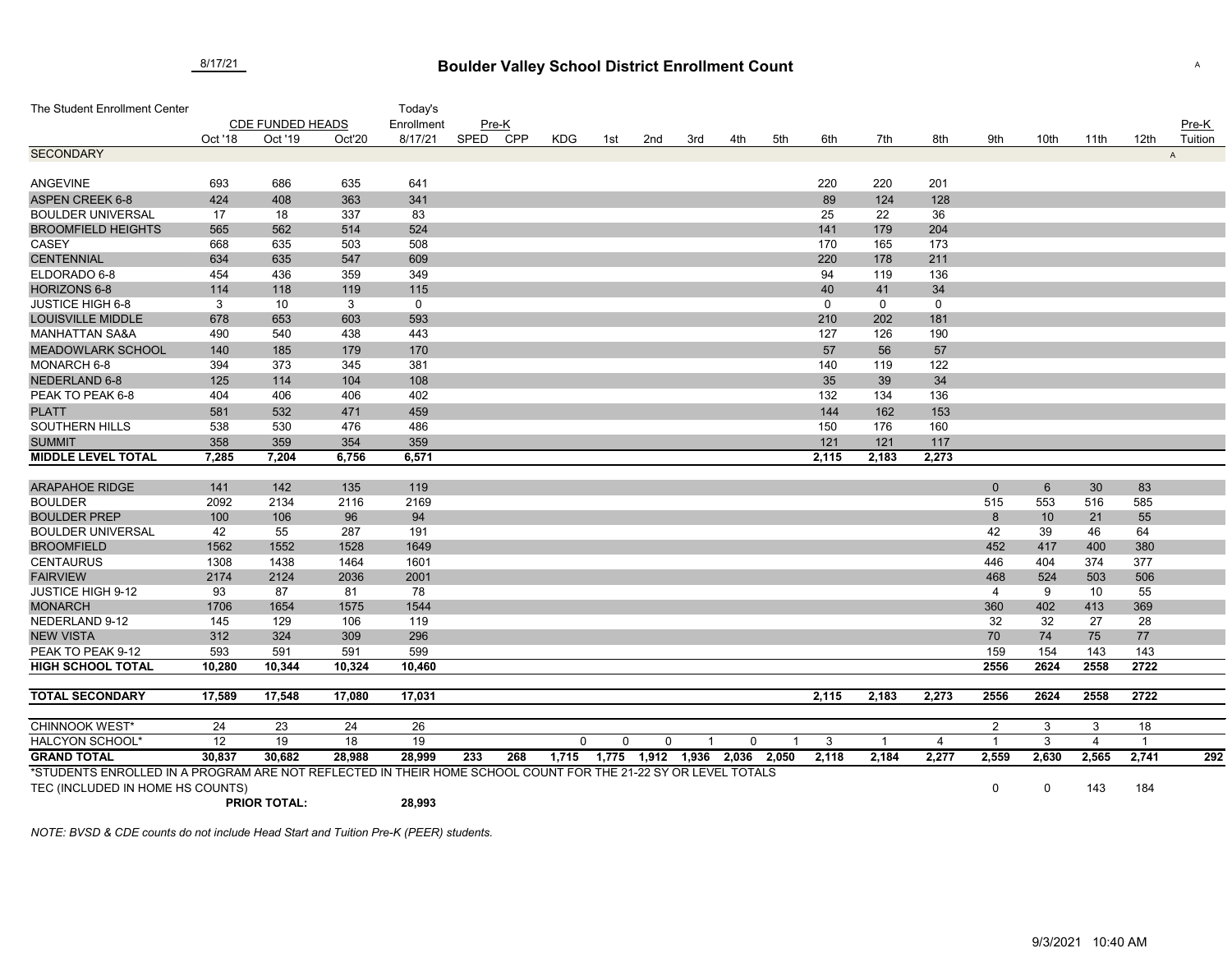# Boulder Valley School District Enrollment Count

8/17/21

| The Student Enrollment Center | CDE FUNDED HEADS | | | Today's Enrollment | Pre-K | | | | | | | | | | | | | | | Pre-K |
|---|---|---|---|---|---|---|---|---|---|---|---|---|---|---|---|---|---|---|---|---|
| | Oct '18 | Oct '19 | Oct'20 | 8/17/21 | SPED | CPP | KDG | 1st | 2nd | 3rd | 4th | 5th | 6th | 7th | 8th | 9th | 10th | 11th | 12th | Tuition |
| **SECONDARY** | | | | | | | | | | | | | | | | | | | | |
| ANGEVINE | 693 | 686 | 635 | 641 | | | | | | | | | 220 | 220 | 201 | | | | | |
| ASPEN CREEK 6-8 | 424 | 408 | 363 | 341 | | | | | | | | | 89 | 124 | 128 | | | | | |
| BOULDER UNIVERSAL | 17 | 18 | 337 | 83 | | | | | | | | | 25 | 22 | 36 | | | | | |
| BROOMFIELD HEIGHTS | 565 | 562 | 514 | 524 | | | | | | | | | 141 | 179 | 204 | | | | | |
| CASEY | 668 | 635 | 503 | 508 | | | | | | | | | 170 | 165 | 173 | | | | | |
| CENTENNIAL | 634 | 635 | 547 | 609 | | | | | | | | | 220 | 178 | 211 | | | | | |
| ELDORADO 6-8 | 454 | 436 | 359 | 349 | | | | | | | | | 94 | 119 | 136 | | | | | |
| HORIZONS 6-8 | 114 | 118 | 119 | 115 | | | | | | | | | 40 | 41 | 34 | | | | | |
| JUSTICE HIGH 6-8 | 3 | 10 | 3 | 0 | | | | | | | | | 0 | 0 | 0 | | | | | |
| LOUISVILLE MIDDLE | 678 | 653 | 603 | 593 | | | | | | | | | 210 | 202 | 181 | | | | | |
| MANHATTAN SA&A | 490 | 540 | 438 | 443 | | | | | | | | | 127 | 126 | 190 | | | | | |
| MEADOWLARK SCHOOL | 140 | 185 | 179 | 170 | | | | | | | | | 57 | 56 | 57 | | | | | |
| MONARCH 6-8 | 394 | 373 | 345 | 381 | | | | | | | | | 140 | 119 | 122 | | | | | |
| NEDERLAND 6-8 | 125 | 114 | 104 | 108 | | | | | | | | | 35 | 39 | 34 | | | | | |
| PEAK TO PEAK 6-8 | 404 | 406 | 406 | 402 | | | | | | | | | 132 | 134 | 136 | | | | | |
| PLATT | 581 | 532 | 471 | 459 | | | | | | | | | 144 | 162 | 153 | | | | | |
| SOUTHERN HILLS | 538 | 530 | 476 | 486 | | | | | | | | | 150 | 176 | 160 | | | | | |
| SUMMIT | 358 | 359 | 354 | 359 | | | | | | | | | 121 | 121 | 117 | | | | | |
| **MIDDLE LEVEL TOTAL** | **7,285** | **7,204** | **6,756** | **6,571** | | | | | | | | | **2,115** | **2,183** | **2,273** | | | | | |
| ARAPAHOE RIDGE | 141 | 142 | 135 | 119 | | | | | | | | | | | | 0 | 6 | 30 | 83 | |
| BOULDER | 2092 | 2134 | 2116 | 2169 | | | | | | | | | | | | 515 | 553 | 516 | 585 | |
| BOULDER PREP | 100 | 106 | 96 | 94 | | | | | | | | | | | | 8 | 10 | 21 | 55 | |
| BOULDER UNIVERSAL | 42 | 55 | 287 | 191 | | | | | | | | | | | | 42 | 39 | 46 | 64 | |
| BROOMFIELD | 1562 | 1552 | 1528 | 1649 | | | | | | | | | | | | 452 | 417 | 400 | 380 | |
| CENTAURUS | 1308 | 1438 | 1464 | 1601 | | | | | | | | | | | | 446 | 404 | 374 | 377 | |
| FAIRVIEW | 2174 | 2124 | 2036 | 2001 | | | | | | | | | | | | 468 | 524 | 503 | 506 | |
| JUSTICE HIGH 9-12 | 93 | 87 | 81 | 78 | | | | | | | | | | | | 4 | 9 | 10 | 55 | |
| MONARCH | 1706 | 1654 | 1575 | 1544 | | | | | | | | | | | | 360 | 402 | 413 | 369 | |
| NEDERLAND 9-12 | 145 | 129 | 106 | 119 | | | | | | | | | | | | 32 | 32 | 27 | 28 | |
| NEW VISTA | 312 | 324 | 309 | 296 | | | | | | | | | | | | 70 | 74 | 75 | 77 | |
| PEAK TO PEAK 9-12 | 593 | 591 | 591 | 599 | | | | | | | | | | | | 159 | 154 | 143 | 143 | |
| **HIGH SCHOOL TOTAL** | **10,280** | **10,344** | **10,324** | **10,460** | | | | | | | | | | | | **2556** | **2624** | **2558** | **2722** | |
| **TOTAL SECONDARY** | **17,589** | **17,548** | **17,080** | **17,031** | | | | | | | | | **2,115** | **2,183** | **2,273** | **2556** | **2624** | **2558** | **2722** | |
| CHINNOOK WEST* | 24 | 23 | 24 | 26 | | | | | | | | | | | | 2 | 3 | 3 | 18 | |
| HALCYON SCHOOL* | 12 | 19 | 18 | 19 | | | 0 | 0 | 0 | 1 | 0 | 1 | 3 | 1 | 4 | 1 | 3 | 4 | 1 | |
| **GRAND TOTAL** | **30,837** | **30,682** | **28,988** | **28,999** | **233** | **268** | **1,715** | **1,775** | **1,912** | **1,936** | **2,036** | **2,050** | **2,118** | **2,184** | **2,277** | **2,559** | **2,630** | **2,565** | **2,741** | **292** |
| TEC (INCLUDED IN HOME HS COUNTS) | | | | | | | | | | | | | | | | 0 | 0 | 143 | 184 | |
| **PRIOR TOTAL:** | | | | **28,993** | | | | | | | | | | | | | | | | |

*STUDENTS ENROLLED IN A PROGRAM ARE NOT REFLECTED IN THEIR HOME SCHOOL COUNT FOR THE 21-22 SY OR LEVEL TOTALS

*NOTE: BVSD & CDE counts do not include Head Start and Tuition Pre-K (PEER) students.*